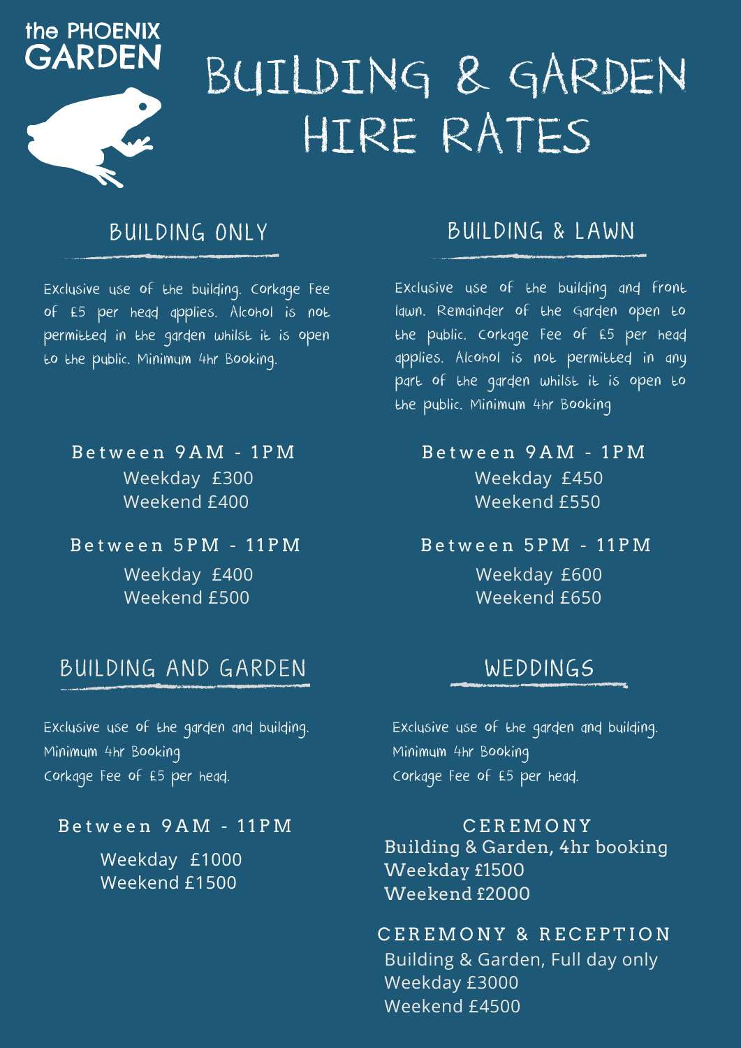the PHOENIX GARDEN

# BUILDING & GARDEN HIRE RATES

## BUILDING ONLY

Exclusive use of the building. Corkage Fee of £5 per head applies. Alcohol is not permitted in the garden whilst it is open to the public. Minimum 4hr Booking.

**Between 9AM - 1PM**

Weekday £300
Weekend £400

**Between 5PM - 11PM**

Weekday £400
Weekend £500

## BUILDING & LAWN

Exclusive use of the building and front lawn. Remainder of the Garden open to the public. Corkage Fee of £5 per head applies. Alcohol is not permitted in any part of the garden whilst it is open to the public. Minimum 4hr Booking

**Between 9AM - 1PM**

Weekday £450
Weekend £550

**Between 5PM - 11PM**

Weekday £600
Weekend £650

## BUILDING AND GARDEN

Exclusive use of the garden and building.
Minimum 4hr Booking
Corkage Fee of £5 per head.

**Between 9AM - 11PM**

Weekday £1000
Weekend £1500

## WEDDINGS

Exclusive use of the garden and building.
Minimum 4hr Booking
Corkage Fee of £5 per head.

**CEREMONY**

Building & Garden, 4hr booking
Weekday £1500
Weekend £2000

**CEREMONY & RECEPTION**

Building & Garden, Full day only
Weekday £3000
Weekend £4500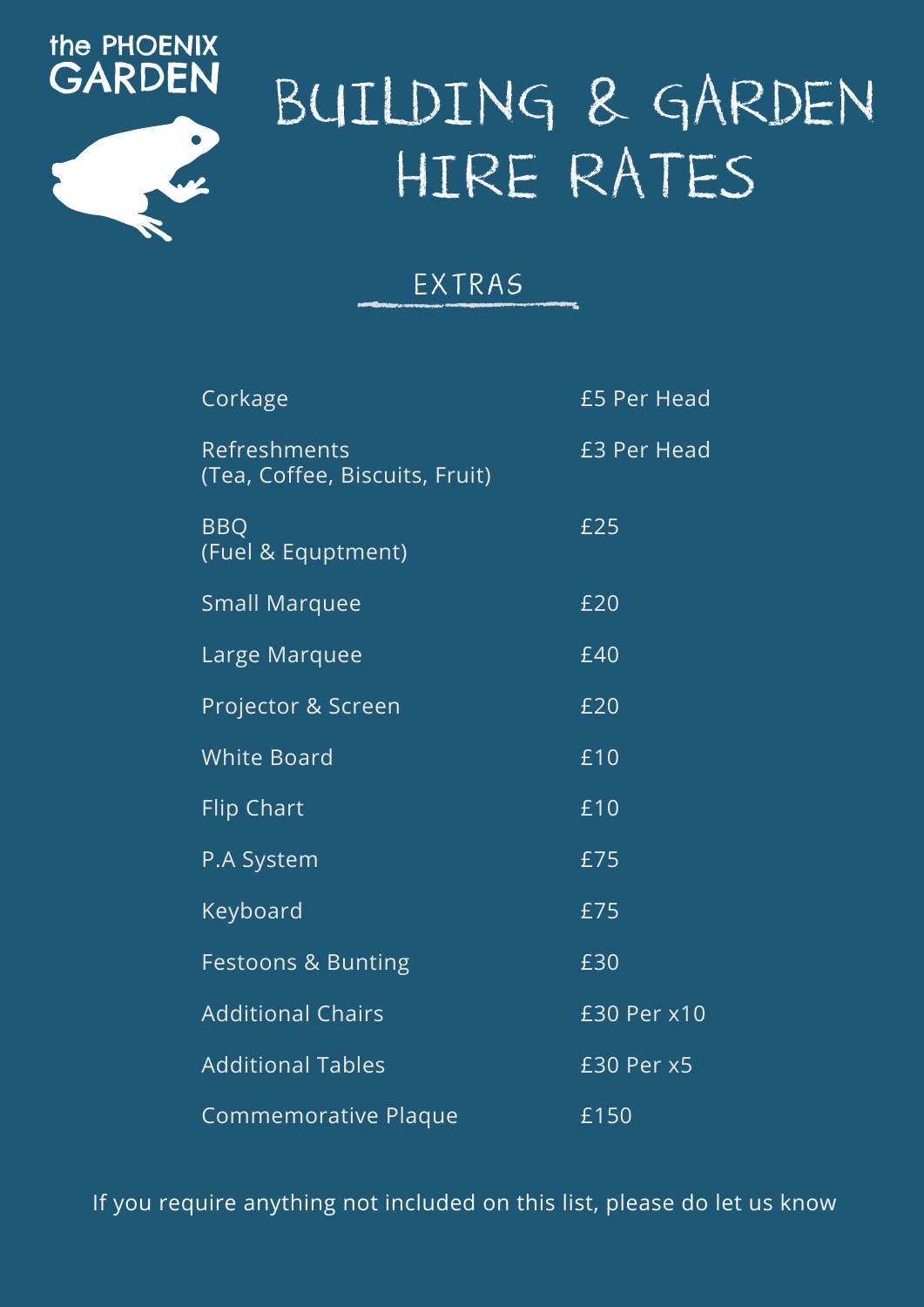the PHOENIX GARDEN

# BUILDING & GARDEN HIRE RATES

## EXTRAS

| | |
|---|---|
| Corkage | £5 Per Head |
| Refreshments (Tea, Coffee, Biscuits, Fruit) | £3 Per Head |
| BBQ (Fuel & Equptment) | £25 |
| Small Marquee | £20 |
| Large Marquee | £40 |
| Projector & Screen | £20 |
| White Board | £10 |
| Flip Chart | £10 |
| P.A System | £75 |
| Keyboard | £75 |
| Festoons & Bunting | £30 |
| Additional Chairs | £30 Per x10 |
| Additional Tables | £30 Per x5 |
| Commemorative Plaque | £150 |

If you require anything not included on this list, please do let us know